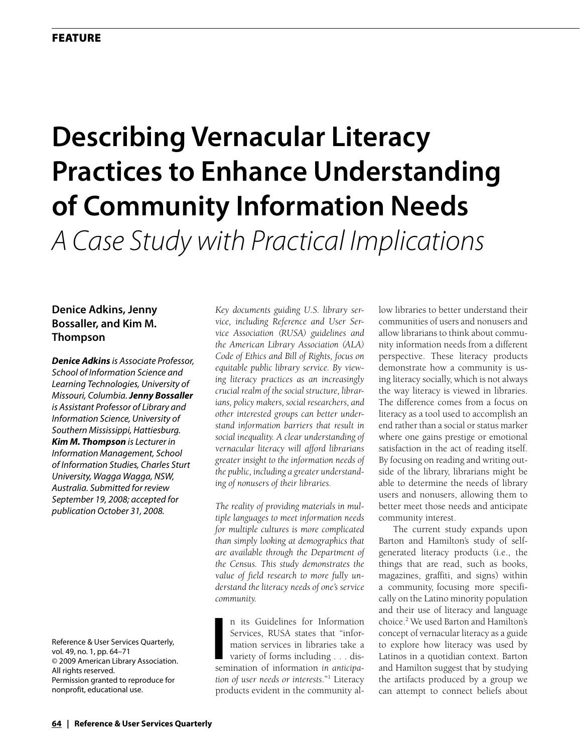FEATURE

# Describing Vernacular Literacy Practices to Enhance Understanding of Community Information Needs

## *A Case Study with Practical Implications*

**Denice Adkins, Jenny Bossaller, and Kim M. Thompson**

***Denice Adkins*** *is Associate Professor, School of Information Science and Learning Technologies, University of Missouri, Columbia.* ***Jenny Bossaller*** *is Assistant Professor of Library and Information Science, University of Southern Mississippi, Hattiesburg.* ***Kim M. Thompson*** *is Lecturer in Information Management, School of Information Studies, Charles Sturt University, Wagga Wagga, NSW, Australia. Submitted for review September 19, 2008; accepted for publication October 31, 2008.*

Reference & User Services Quarterly, vol. 49, no. 1, pp. 64–71
© 2009 American Library Association. All rights reserved.
Permission granted to reproduce for nonprofit, educational use.

*Key documents guiding U.S. library service, including Reference and User Service Association (RUSA) guidelines and the American Library Association (ALA) Code of Ethics and Bill of Rights, focus on equitable public library service. By viewing literacy practices as an increasingly crucial realm of the social structure, librarians, policy makers, social researchers, and other interested groups can better understand information barriers that result in social inequality. A clear understanding of vernacular literacy will afford librarians greater insight to the information needs of the public, including a greater understanding of nonusers of their libraries.*

*The reality of providing materials in multiple languages to meet information needs for multiple cultures is more complicated than simply looking at demographics that are available through the Department of the Census. This study demonstrates the value of field research to more fully understand the literacy needs of one's service community.*

In its Guidelines for Information Services, RUSA states that "information services in libraries take a variety of forms including . . . dissemination of information *in anticipation of user needs or interests.*"[1] Literacy products evident in the community allow libraries to better understand their communities of users and nonusers and allow librarians to think about community information needs from a different perspective. These literacy products demonstrate how a community is using literacy socially, which is not always the way literacy is viewed in libraries. The difference comes from a focus on literacy as a tool used to accomplish an end rather than a social or status marker where one gains prestige or emotional satisfaction in the act of reading itself. By focusing on reading and writing outside of the library, librarians might be able to determine the needs of library users and nonusers, allowing them to better meet those needs and anticipate community interest.

The current study expands upon Barton and Hamilton's study of self-generated literacy products (i.e., the things that are read, such as books, magazines, graffiti, and signs) within a community, focusing more specifically on the Latino minority population and their use of literacy and language choice.[2] We used Barton and Hamilton's concept of vernacular literacy as a guide to explore how literacy was used by Latinos in a quotidian context. Barton and Hamilton suggest that by studying the artifacts produced by a group we can attempt to connect beliefs about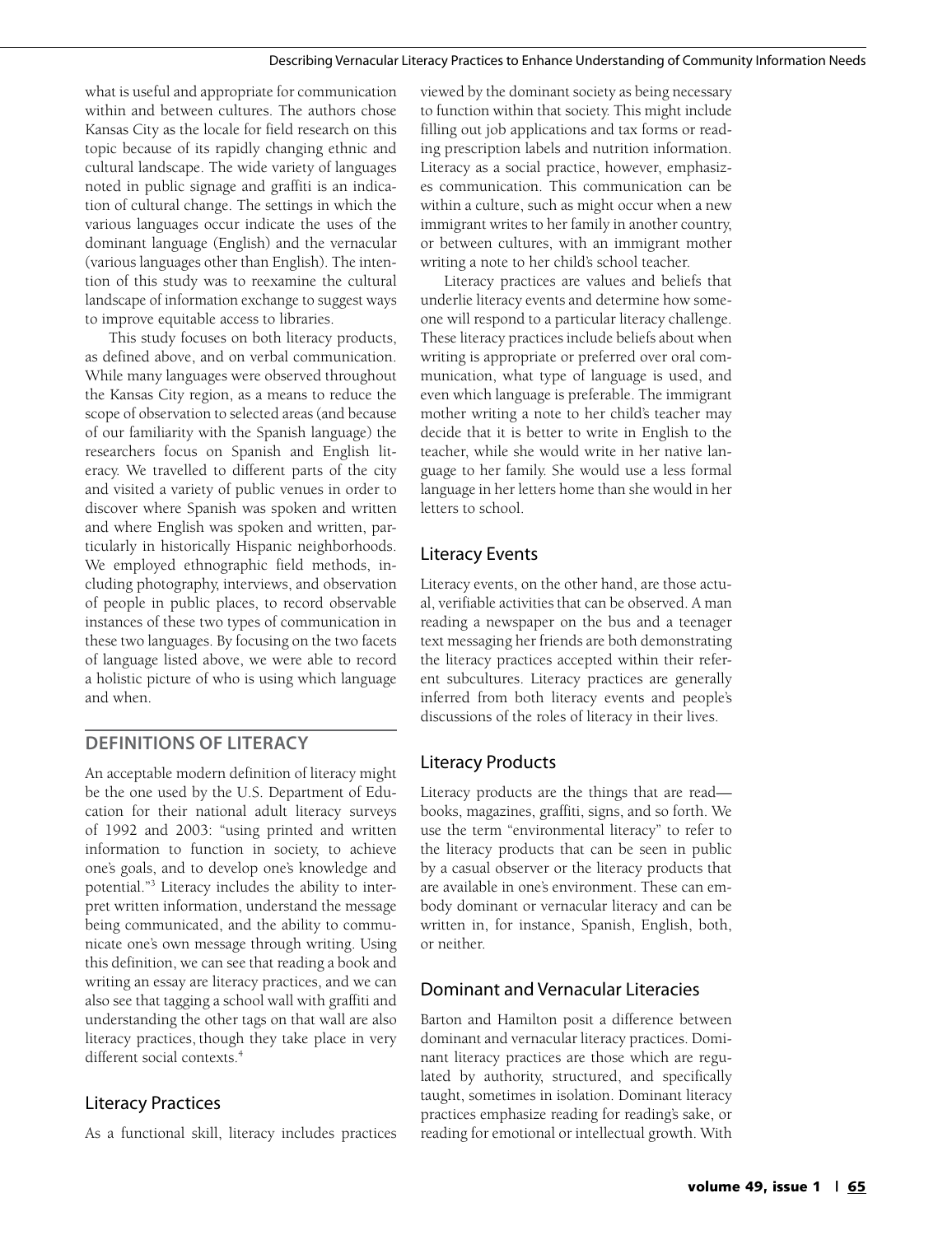what is useful and appropriate for communication within and between cultures. The authors chose Kansas City as the locale for field research on this topic because of its rapidly changing ethnic and cultural landscape. The wide variety of languages noted in public signage and graffiti is an indication of cultural change. The settings in which the various languages occur indicate the uses of the dominant language (English) and the vernacular (various languages other than English). The intention of this study was to reexamine the cultural landscape of information exchange to suggest ways to improve equitable access to libraries.

This study focuses on both literacy products, as defined above, and on verbal communication. While many languages were observed throughout the Kansas City region, as a means to reduce the scope of observation to selected areas (and because of our familiarity with the Spanish language) the researchers focus on Spanish and English literacy. We travelled to different parts of the city and visited a variety of public venues in order to discover where Spanish was spoken and written and where English was spoken and written, particularly in historically Hispanic neighborhoods. We employed ethnographic field methods, including photography, interviews, and observation of people in public places, to record observable instances of these two types of communication in these two languages. By focusing on the two facets of language listed above, we were able to record a holistic picture of who is using which language and when.

## DEFINITIONS OF LITERACY

An acceptable modern definition of literacy might be the one used by the U.S. Department of Education for their national adult literacy surveys of 1992 and 2003: "using printed and written information to function in society, to achieve one's goals, and to develop one's knowledge and potential."[3] Literacy includes the ability to interpret written information, understand the message being communicated, and the ability to communicate one's own message through writing. Using this definition, we can see that reading a book and writing an essay are literacy practices, and we can also see that tagging a school wall with graffiti and understanding the other tags on that wall are also literacy practices, though they take place in very different social contexts.[4]

### Literacy Practices

As a functional skill, literacy includes practices viewed by the dominant society as being necessary to function within that society. This might include filling out job applications and tax forms or reading prescription labels and nutrition information. Literacy as a social practice, however, emphasizes communication. This communication can be within a culture, such as might occur when a new immigrant writes to her family in another country, or between cultures, with an immigrant mother writing a note to her child's school teacher.

Literacy practices are values and beliefs that underlie literacy events and determine how someone will respond to a particular literacy challenge. These literacy practices include beliefs about when writing is appropriate or preferred over oral communication, what type of language is used, and even which language is preferable. The immigrant mother writing a note to her child's teacher may decide that it is better to write in English to the teacher, while she would write in her native language to her family. She would use a less formal language in her letters home than she would in her letters to school.

### Literacy Events

Literacy events, on the other hand, are those actual, verifiable activities that can be observed. A man reading a newspaper on the bus and a teenager text messaging her friends are both demonstrating the literacy practices accepted within their referent subcultures. Literacy practices are generally inferred from both literacy events and people's discussions of the roles of literacy in their lives.

### Literacy Products

Literacy products are the things that are read—books, magazines, graffiti, signs, and so forth. We use the term "environmental literacy" to refer to the literacy products that can be seen in public by a casual observer or the literacy products that are available in one's environment. These can embody dominant or vernacular literacy and can be written in, for instance, Spanish, English, both, or neither.

### Dominant and Vernacular Literacies

Barton and Hamilton posit a difference between dominant and vernacular literacy practices. Dominant literacy practices are those which are regulated by authority, structured, and specifically taught, sometimes in isolation. Dominant literacy practices emphasize reading for reading's sake, or reading for emotional or intellectual growth. With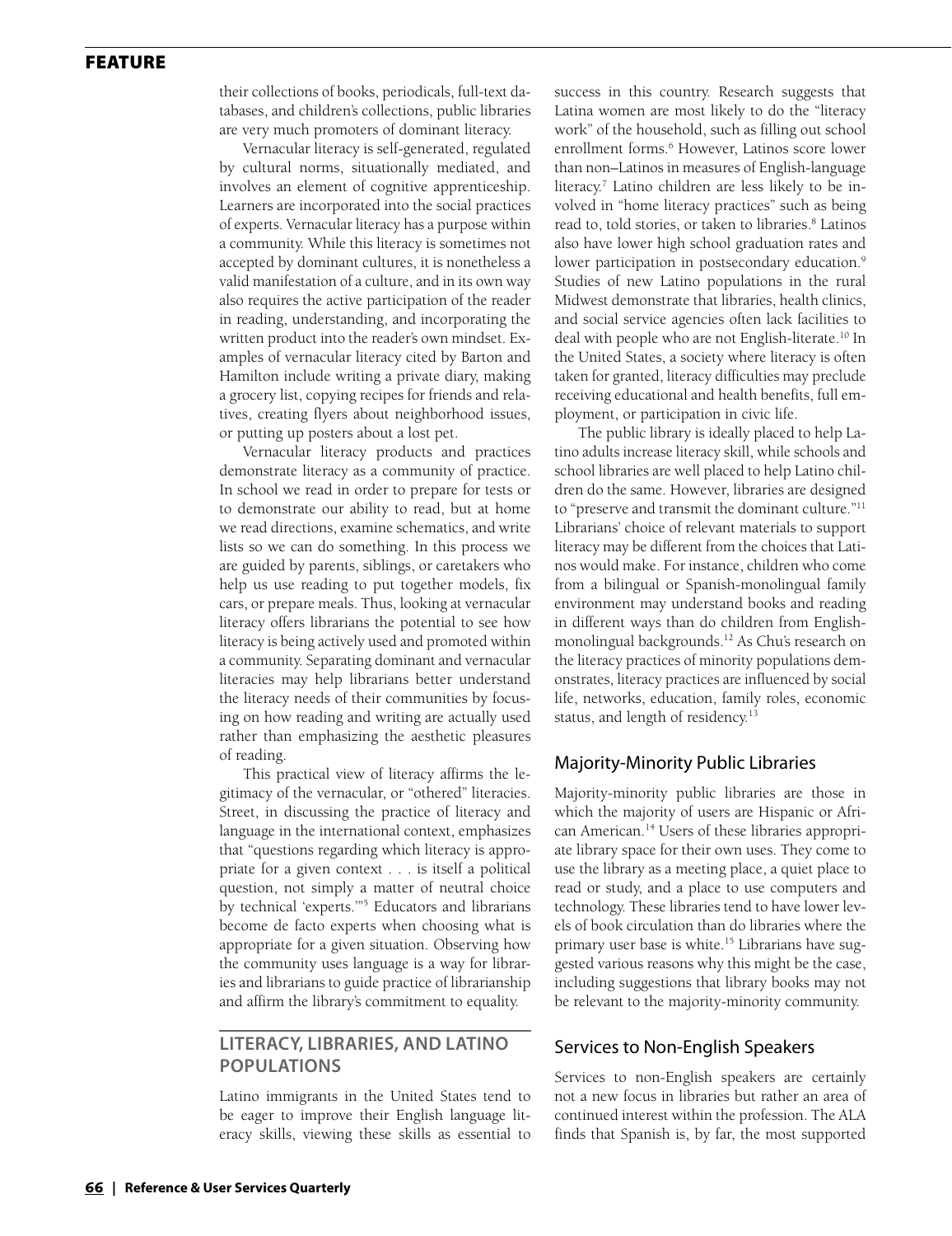their collections of books, periodicals, full-text databases, and children's collections, public libraries are very much promoters of dominant literacy.

Vernacular literacy is self-generated, regulated by cultural norms, situationally mediated, and involves an element of cognitive apprenticeship. Learners are incorporated into the social practices of experts. Vernacular literacy has a purpose within a community. While this literacy is sometimes not accepted by dominant cultures, it is nonetheless a valid manifestation of a culture, and in its own way also requires the active participation of the reader in reading, understanding, and incorporating the written product into the reader's own mindset. Examples of vernacular literacy cited by Barton and Hamilton include writing a private diary, making a grocery list, copying recipes for friends and relatives, creating flyers about neighborhood issues, or putting up posters about a lost pet.

Vernacular literacy products and practices demonstrate literacy as a community of practice. In school we read in order to prepare for tests or to demonstrate our ability to read, but at home we read directions, examine schematics, and write lists so we can do something. In this process we are guided by parents, siblings, or caretakers who help us use reading to put together models, fix cars, or prepare meals. Thus, looking at vernacular literacy offers librarians the potential to see how literacy is being actively used and promoted within a community. Separating dominant and vernacular literacies may help librarians better understand the literacy needs of their communities by focusing on how reading and writing are actually used rather than emphasizing the aesthetic pleasures of reading.

This practical view of literacy affirms the legitimacy of the vernacular, or "othered" literacies. Street, in discussing the practice of literacy and language in the international context, emphasizes that "questions regarding which literacy is appropriate for a given context . . . is itself a political question, not simply a matter of neutral choice by technical 'experts.'"[5] Educators and librarians become de facto experts when choosing what is appropriate for a given situation. Observing how the community uses language is a way for libraries and librarians to guide practice of librarianship and affirm the library's commitment to equality.

## LITERACY, LIBRARIES, AND LATINO POPULATIONS

Latino immigrants in the United States tend to be eager to improve their English language literacy skills, viewing these skills as essential to success in this country. Research suggests that Latina women are most likely to do the "literacy work" of the household, such as filling out school enrollment forms.[6] However, Latinos score lower than non–Latinos in measures of English-language literacy.[7] Latino children are less likely to be involved in "home literacy practices" such as being read to, told stories, or taken to libraries.[8] Latinos also have lower high school graduation rates and lower participation in postsecondary education.[9] Studies of new Latino populations in the rural Midwest demonstrate that libraries, health clinics, and social service agencies often lack facilities to deal with people who are not English-literate.[10] In the United States, a society where literacy is often taken for granted, literacy difficulties may preclude receiving educational and health benefits, full employment, or participation in civic life.

The public library is ideally placed to help Latino adults increase literacy skill, while schools and school libraries are well placed to help Latino children do the same. However, libraries are designed to "preserve and transmit the dominant culture."[11] Librarians' choice of relevant materials to support literacy may be different from the choices that Latinos would make. For instance, children who come from a bilingual or Spanish-monolingual family environment may understand books and reading in different ways than do children from English-monolingual backgrounds.[12] As Chu's research on the literacy practices of minority populations demonstrates, literacy practices are influenced by social life, networks, education, family roles, economic status, and length of residency.[13]

### Majority-Minority Public Libraries

Majority-minority public libraries are those in which the majority of users are Hispanic or African American.[14] Users of these libraries appropriate library space for their own uses. They come to use the library as a meeting place, a quiet place to read or study, and a place to use computers and technology. These libraries tend to have lower levels of book circulation than do libraries where the primary user base is white.[15] Librarians have suggested various reasons why this might be the case, including suggestions that library books may not be relevant to the majority-minority community.

### Services to Non-English Speakers

Services to non-English speakers are certainly not a new focus in libraries but rather an area of continued interest within the profession. The ALA finds that Spanish is, by far, the most supported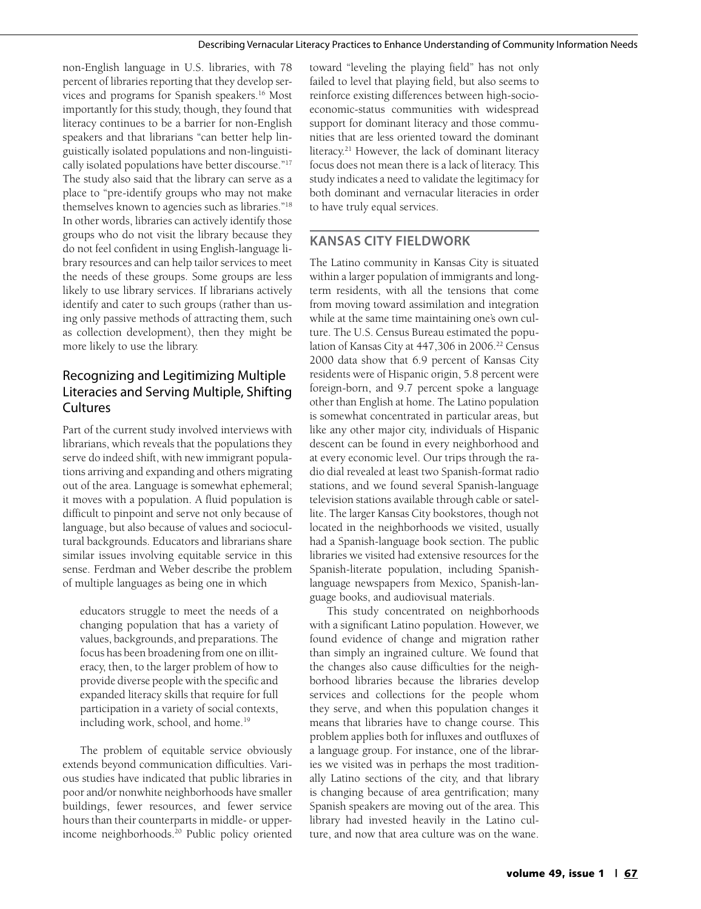non-English language in U.S. libraries, with 78 percent of libraries reporting that they develop services and programs for Spanish speakers.[16] Most importantly for this study, though, they found that literacy continues to be a barrier for non-English speakers and that librarians "can better help linguistically isolated populations and non-linguistically isolated populations have better discourse."[17] The study also said that the library can serve as a place to "pre-identify groups who may not make themselves known to agencies such as libraries."[18] In other words, libraries can actively identify those groups who do not visit the library because they do not feel confident in using English-language library resources and can help tailor services to meet the needs of these groups. Some groups are less likely to use library services. If librarians actively identify and cater to such groups (rather than using only passive methods of attracting them, such as collection development), then they might be more likely to use the library.

### Recognizing and Legitimizing Multiple Literacies and Serving Multiple, Shifting Cultures

Part of the current study involved interviews with librarians, which reveals that the populations they serve do indeed shift, with new immigrant populations arriving and expanding and others migrating out of the area. Language is somewhat ephemeral; it moves with a population. A fluid population is difficult to pinpoint and serve not only because of language, but also because of values and sociocultural backgrounds. Educators and librarians share similar issues involving equitable service in this sense. Ferdman and Weber describe the problem of multiple languages as being one in which

> educators struggle to meet the needs of a changing population that has a variety of values, backgrounds, and preparations. The focus has been broadening from one on illiteracy, then, to the larger problem of how to provide diverse people with the specific and expanded literacy skills that require for full participation in a variety of social contexts, including work, school, and home.[19]

The problem of equitable service obviously extends beyond communication difficulties. Various studies have indicated that public libraries in poor and/or nonwhite neighborhoods have smaller buildings, fewer resources, and fewer service hours than their counterparts in middle- or upper-income neighborhoods.[20] Public policy oriented toward "leveling the playing field" has not only failed to level that playing field, but also seems to reinforce existing differences between high-socioeconomic-status communities with widespread support for dominant literacy and those communities that are less oriented toward the dominant literacy.[21] However, the lack of dominant literacy focus does not mean there is a lack of literacy. This study indicates a need to validate the legitimacy for both dominant and vernacular literacies in order to have truly equal services.

## KANSAS CITY FIELDWORK

The Latino community in Kansas City is situated within a larger population of immigrants and long-term residents, with all the tensions that come from moving toward assimilation and integration while at the same time maintaining one's own culture. The U.S. Census Bureau estimated the population of Kansas City at 447,306 in 2006.[22] Census 2000 data show that 6.9 percent of Kansas City residents were of Hispanic origin, 5.8 percent were foreign-born, and 9.7 percent spoke a language other than English at home. The Latino population is somewhat concentrated in particular areas, but like any other major city, individuals of Hispanic descent can be found in every neighborhood and at every economic level. Our trips through the radio dial revealed at least two Spanish-format radio stations, and we found several Spanish-language television stations available through cable or satellite. The larger Kansas City bookstores, though not located in the neighborhoods we visited, usually had a Spanish-language book section. The public libraries we visited had extensive resources for the Spanish-literate population, including Spanish-language newspapers from Mexico, Spanish-language books, and audiovisual materials.

This study concentrated on neighborhoods with a significant Latino population. However, we found evidence of change and migration rather than simply an ingrained culture. We found that the changes also cause difficulties for the neighborhood libraries because the libraries develop services and collections for the people whom they serve, and when this population changes it means that libraries have to change course. This problem applies both for influxes and outfluxes of a language group. For instance, one of the libraries we visited was in perhaps the most traditionally Latino sections of the city, and that library is changing because of area gentrification; many Spanish speakers are moving out of the area. This library had invested heavily in the Latino culture, and now that area culture was on the wane.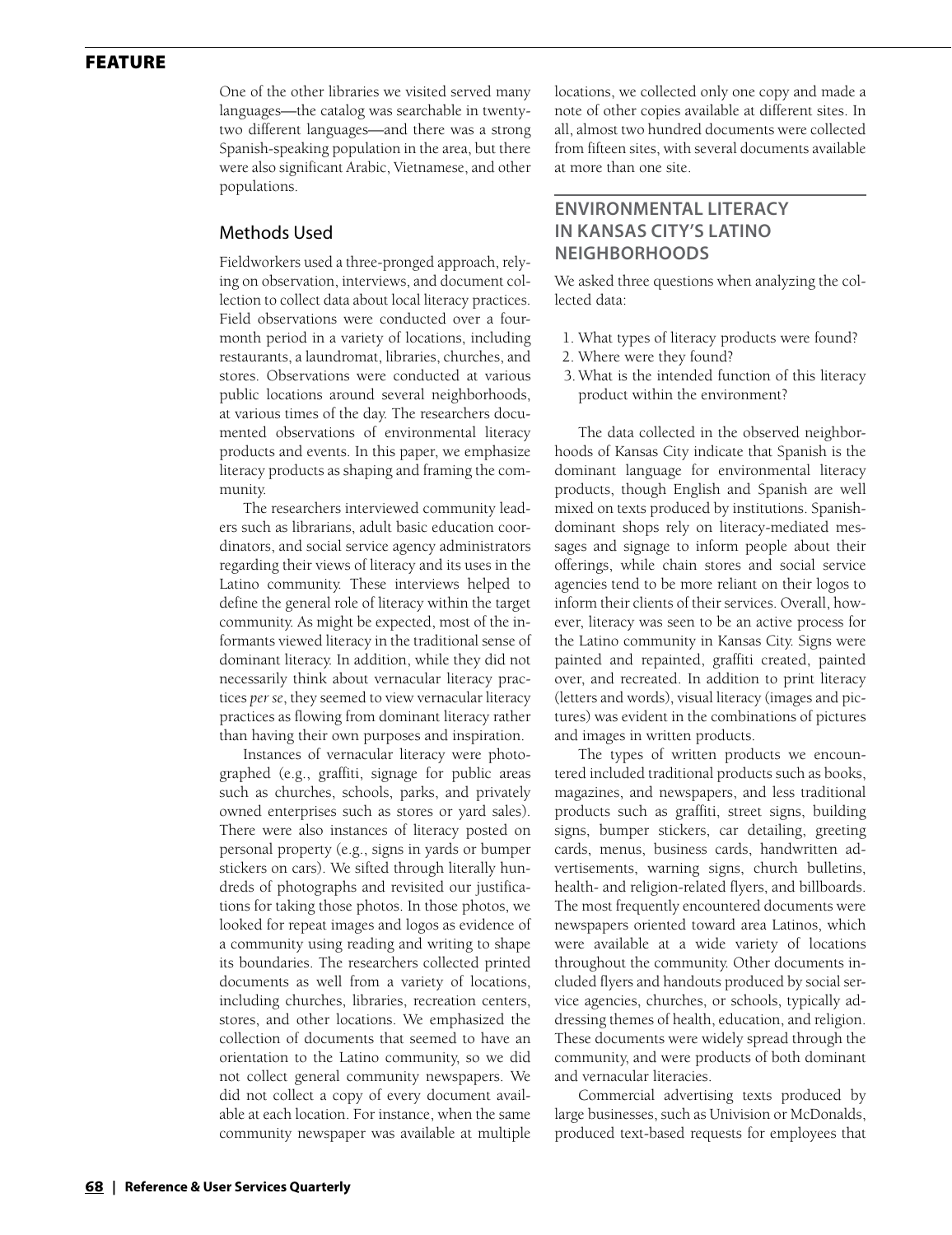One of the other libraries we visited served many languages—the catalog was searchable in twenty-two different languages—and there was a strong Spanish-speaking population in the area, but there were also significant Arabic, Vietnamese, and other populations.

## Methods Used

Fieldworkers used a three-pronged approach, relying on observation, interviews, and document collection to collect data about local literacy practices. Field observations were conducted over a four-month period in a variety of locations, including restaurants, a laundromat, libraries, churches, and stores. Observations were conducted at various public locations around several neighborhoods, at various times of the day. The researchers documented observations of environmental literacy products and events. In this paper, we emphasize literacy products as shaping and framing the community.

The researchers interviewed community leaders such as librarians, adult basic education coordinators, and social service agency administrators regarding their views of literacy and its uses in the Latino community. These interviews helped to define the general role of literacy within the target community. As might be expected, most of the informants viewed literacy in the traditional sense of dominant literacy. In addition, while they did not necessarily think about vernacular literacy practices *per se*, they seemed to view vernacular literacy practices as flowing from dominant literacy rather than having their own purposes and inspiration.

Instances of vernacular literacy were photographed (e.g., graffiti, signage for public areas such as churches, schools, parks, and privately owned enterprises such as stores or yard sales). There were also instances of literacy posted on personal property (e.g., signs in yards or bumper stickers on cars). We sifted through literally hundreds of photographs and revisited our justifications for taking those photos. In those photos, we looked for repeat images and logos as evidence of a community using reading and writing to shape its boundaries. The researchers collected printed documents as well from a variety of locations, including churches, libraries, recreation centers, stores, and other locations. We emphasized the collection of documents that seemed to have an orientation to the Latino community, so we did not collect general community newspapers. We did not collect a copy of every document available at each location. For instance, when the same community newspaper was available at multiple locations, we collected only one copy and made a note of other copies available at different sites. In all, almost two hundred documents were collected from fifteen sites, with several documents available at more than one site.

## ENVIRONMENTAL LITERACY IN KANSAS CITY'S LATINO NEIGHBORHOODS

We asked three questions when analyzing the collected data:

1. What types of literacy products were found?
2. Where were they found?
3. What is the intended function of this literacy product within the environment?

The data collected in the observed neighborhoods of Kansas City indicate that Spanish is the dominant language for environmental literacy products, though English and Spanish are well mixed on texts produced by institutions. Spanish-dominant shops rely on literacy-mediated messages and signage to inform people about their offerings, while chain stores and social service agencies tend to be more reliant on their logos to inform their clients of their services. Overall, however, literacy was seen to be an active process for the Latino community in Kansas City. Signs were painted and repainted, graffiti created, painted over, and recreated. In addition to print literacy (letters and words), visual literacy (images and pictures) was evident in the combinations of pictures and images in written products.

The types of written products we encountered included traditional products such as books, magazines, and newspapers, and less traditional products such as graffiti, street signs, building signs, bumper stickers, car detailing, greeting cards, menus, business cards, handwritten advertisements, warning signs, church bulletins, health- and religion-related flyers, and billboards. The most frequently encountered documents were newspapers oriented toward area Latinos, which were available at a wide variety of locations throughout the community. Other documents included flyers and handouts produced by social service agencies, churches, or schools, typically addressing themes of health, education, and religion. These documents were widely spread through the community, and were products of both dominant and vernacular literacies.

Commercial advertising texts produced by large businesses, such as Univision or McDonalds, produced text-based requests for employees that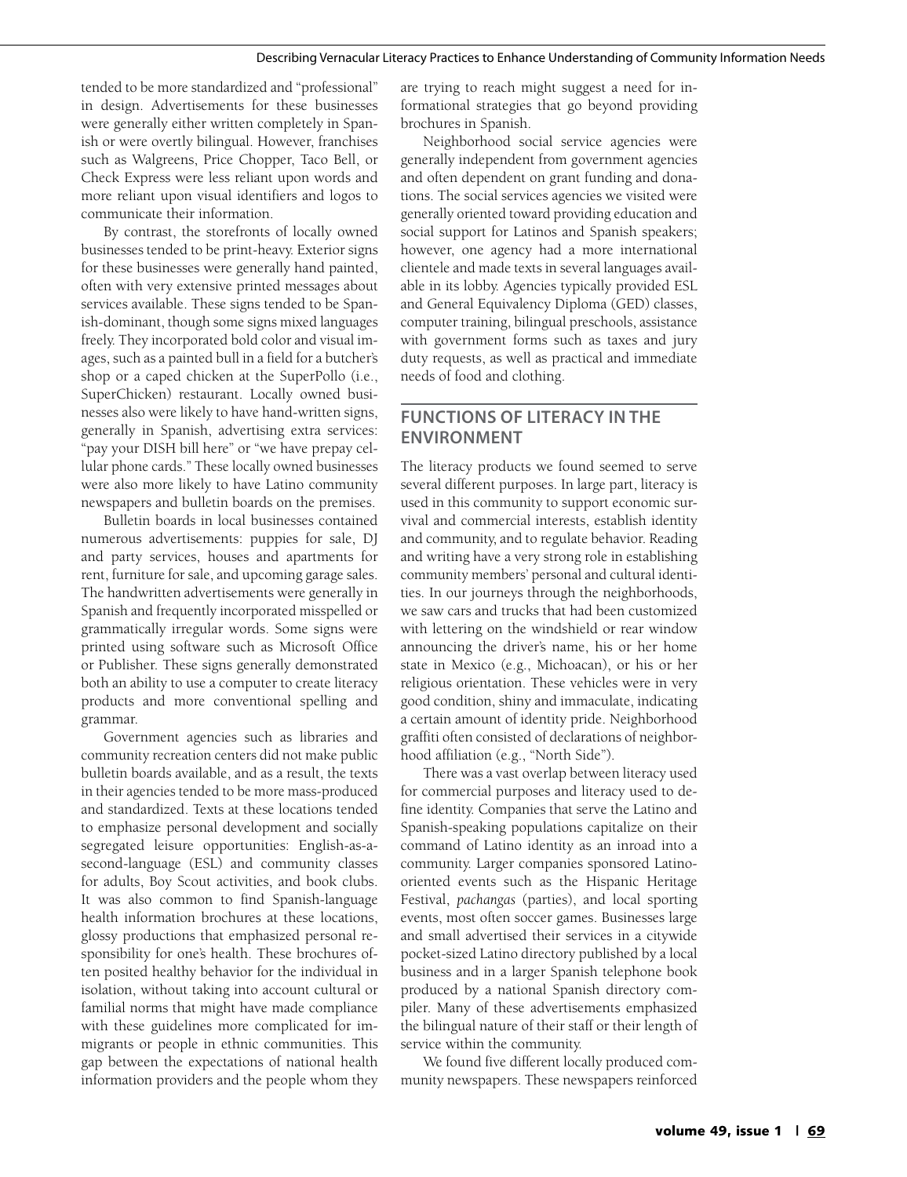tended to be more standardized and "professional" in design. Advertisements for these businesses were generally either written completely in Spanish or were overtly bilingual. However, franchises such as Walgreens, Price Chopper, Taco Bell, or Check Express were less reliant upon words and more reliant upon visual identifiers and logos to communicate their information.

By contrast, the storefronts of locally owned businesses tended to be print-heavy. Exterior signs for these businesses were generally hand painted, often with very extensive printed messages about services available. These signs tended to be Spanish-dominant, though some signs mixed languages freely. They incorporated bold color and visual images, such as a painted bull in a field for a butcher's shop or a caped chicken at the SuperPollo (i.e., SuperChicken) restaurant. Locally owned businesses also were likely to have hand-written signs, generally in Spanish, advertising extra services: "pay your DISH bill here" or "we have prepay cellular phone cards." These locally owned businesses were also more likely to have Latino community newspapers and bulletin boards on the premises.

Bulletin boards in local businesses contained numerous advertisements: puppies for sale, DJ and party services, houses and apartments for rent, furniture for sale, and upcoming garage sales. The handwritten advertisements were generally in Spanish and frequently incorporated misspelled or grammatically irregular words. Some signs were printed using software such as Microsoft Office or Publisher. These signs generally demonstrated both an ability to use a computer to create literacy products and more conventional spelling and grammar.

Government agencies such as libraries and community recreation centers did not make public bulletin boards available, and as a result, the texts in their agencies tended to be more mass-produced and standardized. Texts at these locations tended to emphasize personal development and socially segregated leisure opportunities: English-as-a-second-language (ESL) and community classes for adults, Boy Scout activities, and book clubs. It was also common to find Spanish-language health information brochures at these locations, glossy productions that emphasized personal responsibility for one's health. These brochures often posited healthy behavior for the individual in isolation, without taking into account cultural or familial norms that might have made compliance with these guidelines more complicated for immigrants or people in ethnic communities. This gap between the expectations of national health information providers and the people whom they are trying to reach might suggest a need for informational strategies that go beyond providing brochures in Spanish.

Neighborhood social service agencies were generally independent from government agencies and often dependent on grant funding and donations. The social services agencies we visited were generally oriented toward providing education and social support for Latinos and Spanish speakers; however, one agency had a more international clientele and made texts in several languages available in its lobby. Agencies typically provided ESL and General Equivalency Diploma (GED) classes, computer training, bilingual preschools, assistance with government forms such as taxes and jury duty requests, as well as practical and immediate needs of food and clothing.

## FUNCTIONS OF LITERACY IN THE ENVIRONMENT

The literacy products we found seemed to serve several different purposes. In large part, literacy is used in this community to support economic survival and commercial interests, establish identity and community, and to regulate behavior. Reading and writing have a very strong role in establishing community members' personal and cultural identities. In our journeys through the neighborhoods, we saw cars and trucks that had been customized with lettering on the windshield or rear window announcing the driver's name, his or her home state in Mexico (e.g., Michoacan), or his or her religious orientation. These vehicles were in very good condition, shiny and immaculate, indicating a certain amount of identity pride. Neighborhood graffiti often consisted of declarations of neighborhood affiliation (e.g., "North Side").

There was a vast overlap between literacy used for commercial purposes and literacy used to define identity. Companies that serve the Latino and Spanish-speaking populations capitalize on their command of Latino identity as an inroad into a community. Larger companies sponsored Latino-oriented events such as the Hispanic Heritage Festival, *pachangas* (parties), and local sporting events, most often soccer games. Businesses large and small advertised their services in a citywide pocket-sized Latino directory published by a local business and in a larger Spanish telephone book produced by a national Spanish directory compiler. Many of these advertisements emphasized the bilingual nature of their staff or their length of service within the community.

We found five different locally produced community newspapers. These newspapers reinforced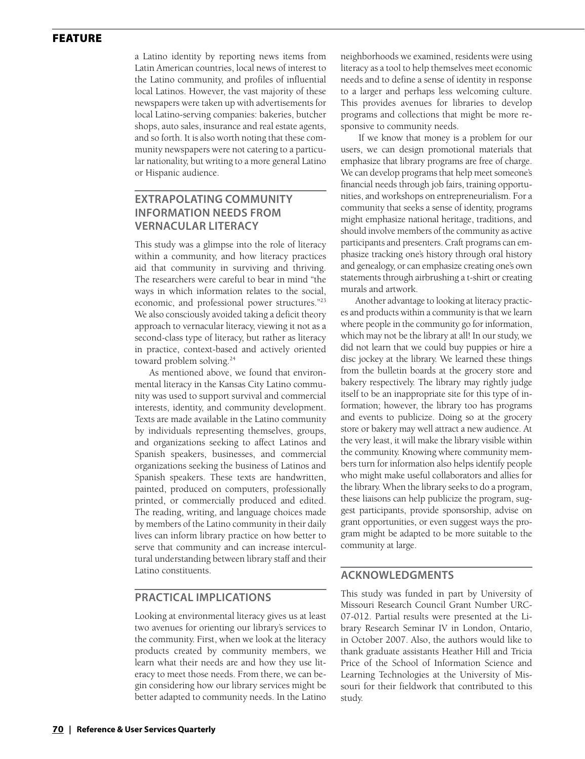a Latino identity by reporting news items from Latin American countries, local news of interest to the Latino community, and profiles of influential local Latinos. However, the vast majority of these newspapers were taken up with advertisements for local Latino-serving companies: bakeries, butcher shops, auto sales, insurance and real estate agents, and so forth. It is also worth noting that these community newspapers were not catering to a particular nationality, but writing to a more general Latino or Hispanic audience.

## EXTRAPOLATING COMMUNITY INFORMATION NEEDS FROM VERNACULAR LITERACY

This study was a glimpse into the role of literacy within a community, and how literacy practices aid that community in surviving and thriving. The researchers were careful to bear in mind "the ways in which information relates to the social, economic, and professional power structures."[23] We also consciously avoided taking a deficit theory approach to vernacular literacy, viewing it not as a second-class type of literacy, but rather as literacy in practice, context-based and actively oriented toward problem solving.[24]

As mentioned above, we found that environmental literacy in the Kansas City Latino community was used to support survival and commercial interests, identity, and community development. Texts are made available in the Latino community by individuals representing themselves, groups, and organizations seeking to affect Latinos and Spanish speakers, businesses, and commercial organizations seeking the business of Latinos and Spanish speakers. These texts are handwritten, painted, produced on computers, professionally printed, or commercially produced and edited. The reading, writing, and language choices made by members of the Latino community in their daily lives can inform library practice on how better to serve that community and can increase intercultural understanding between library staff and their Latino constituents.

## PRACTICAL IMPLICATIONS

Looking at environmental literacy gives us at least two avenues for orienting our library's services to the community. First, when we look at the literacy products created by community members, we learn what their needs are and how they use literacy to meet those needs. From there, we can begin considering how our library services might be better adapted to community needs. In the Latino neighborhoods we examined, residents were using literacy as a tool to help themselves meet economic needs and to define a sense of identity in response to a larger and perhaps less welcoming culture. This provides avenues for libraries to develop programs and collections that might be more responsive to community needs.

If we know that money is a problem for our users, we can design promotional materials that emphasize that library programs are free of charge. We can develop programs that help meet someone's financial needs through job fairs, training opportunities, and workshops on entrepreneurialism. For a community that seeks a sense of identity, programs might emphasize national heritage, traditions, and should involve members of the community as active participants and presenters. Craft programs can emphasize tracking one's history through oral history and genealogy, or can emphasize creating one's own statements through airbrushing a t-shirt or creating murals and artwork.

Another advantage to looking at literacy practices and products within a community is that we learn where people in the community go for information, which may not be the library at all! In our study, we did not learn that we could buy puppies or hire a disc jockey at the library. We learned these things from the bulletin boards at the grocery store and bakery respectively. The library may rightly judge itself to be an inappropriate site for this type of information; however, the library too has programs and events to publicize. Doing so at the grocery store or bakery may well attract a new audience. At the very least, it will make the library visible within the community. Knowing where community members turn for information also helps identify people who might make useful collaborators and allies for the library. When the library seeks to do a program, these liaisons can help publicize the program, suggest participants, provide sponsorship, advise on grant opportunities, or even suggest ways the program might be adapted to be more suitable to the community at large.

## ACKNOWLEDGMENTS

This study was funded in part by University of Missouri Research Council Grant Number URC-07-012. Partial results were presented at the Library Research Seminar IV in London, Ontario, in October 2007. Also, the authors would like to thank graduate assistants Heather Hill and Tricia Price of the School of Information Science and Learning Technologies at the University of Missouri for their fieldwork that contributed to this study.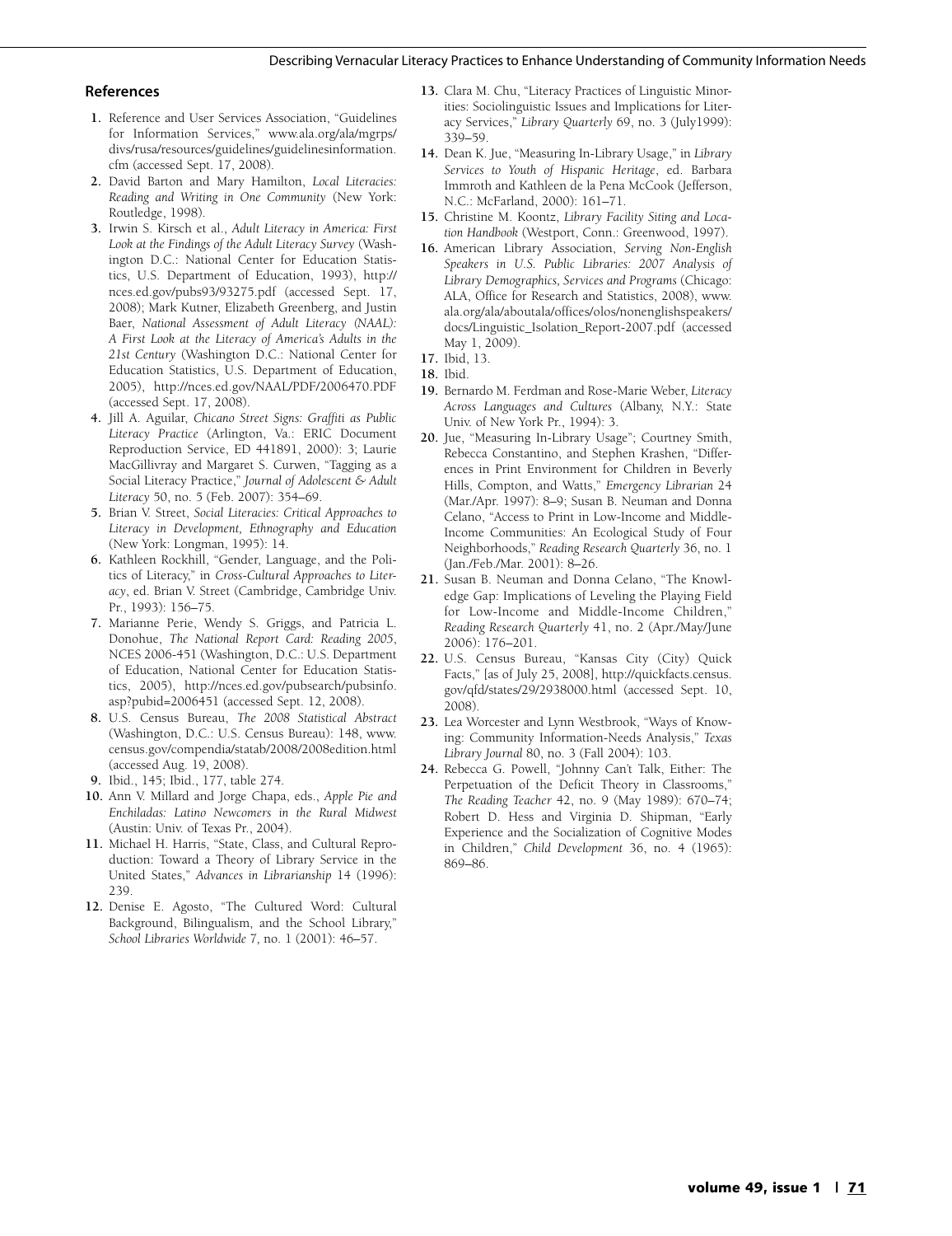## References

1. Reference and User Services Association, "Guidelines for Information Services," www.ala.org/ala/mgrps/divs/rusa/resources/guidelines/guidelinesinformation.cfm (accessed Sept. 17, 2008).
2. David Barton and Mary Hamilton, *Local Literacies: Reading and Writing in One Community* (New York: Routledge, 1998).
3. Irwin S. Kirsch et al., *Adult Literacy in America: First Look at the Findings of the Adult Literacy Survey* (Washington D.C.: National Center for Education Statistics, U.S. Department of Education, 1993), http://nces.ed.gov/pubs93/93275.pdf (accessed Sept. 17, 2008); Mark Kutner, Elizabeth Greenberg, and Justin Baer, *National Assessment of Adult Literacy (NAAL): A First Look at the Literacy of America's Adults in the 21st Century* (Washington D.C.: National Center for Education Statistics, U.S. Department of Education, 2005), http://nces.ed.gov/NAAL/PDF/2006470.PDF (accessed Sept. 17, 2008).
4. Jill A. Aguilar, *Chicano Street Signs: Graffiti as Public Literacy Practice* (Arlington, Va.: ERIC Document Reproduction Service, ED 441891, 2000): 3; Laurie MacGillivray and Margaret S. Curwen, "Tagging as a Social Literacy Practice," *Journal of Adolescent & Adult Literacy* 50, no. 5 (Feb. 2007): 354–69.
5. Brian V. Street, *Social Literacies: Critical Approaches to Literacy in Development, Ethnography and Education* (New York: Longman, 1995): 14.
6. Kathleen Rockhill, "Gender, Language, and the Politics of Literacy," in *Cross-Cultural Approaches to Literacy*, ed. Brian V. Street (Cambridge, Cambridge Univ. Pr., 1993): 156–75.
7. Marianne Perie, Wendy S. Griggs, and Patricia L. Donohue, *The National Report Card: Reading 2005*, NCES 2006-451 (Washington, D.C.: U.S. Department of Education, National Center for Education Statistics, 2005), http://nces.ed.gov/pubsearch/pubsinfo.asp?pubid=2006451 (accessed Sept. 12, 2008).
8. U.S. Census Bureau, *The 2008 Statistical Abstract* (Washington, D.C.: U.S. Census Bureau): 148, www.census.gov/compendia/statab/2008/2008edition.html (accessed Aug. 19, 2008).
9. Ibid., 145; Ibid., 177, table 274.
10. Ann V. Millard and Jorge Chapa, eds., *Apple Pie and Enchiladas: Latino Newcomers in the Rural Midwest* (Austin: Univ. of Texas Pr., 2004).
11. Michael H. Harris, "State, Class, and Cultural Reproduction: Toward a Theory of Library Service in the United States," *Advances in Librarianship* 14 (1996): 239.
12. Denise E. Agosto, "The Cultured Word: Cultural Background, Bilingualism, and the School Library," *School Libraries Worldwide* 7, no. 1 (2001): 46–57.
13. Clara M. Chu, "Literacy Practices of Linguistic Minorities: Sociolinguistic Issues and Implications for Literacy Services," *Library Quarterly* 69, no. 3 (July1999): 339–59.
14. Dean K. Jue, "Measuring In-Library Usage," in *Library Services to Youth of Hispanic Heritage*, ed. Barbara Immroth and Kathleen de la Pena McCook (Jefferson, N.C.: McFarland, 2000): 161–71.
15. Christine M. Koontz, *Library Facility Siting and Location Handbook* (Westport, Conn.: Greenwood, 1997).
16. American Library Association, *Serving Non-English Speakers in U.S. Public Libraries: 2007 Analysis of Library Demographics, Services and Programs* (Chicago: ALA, Office for Research and Statistics, 2008), www.ala.org/ala/aboutala/offices/olos/nonenglishspeakers/docs/Linguistic_Isolation_Report-2007.pdf (accessed May 1, 2009).
17. Ibid, 13.
18. Ibid.
19. Bernardo M. Ferdman and Rose-Marie Weber, *Literacy Across Languages and Cultures* (Albany, N.Y.: State Univ. of New York Pr., 1994): 3.
20. Jue, "Measuring In-Library Usage"; Courtney Smith, Rebecca Constantino, and Stephen Krashen, "Differences in Print Environment for Children in Beverly Hills, Compton, and Watts," *Emergency Librarian* 24 (Mar./Apr. 1997): 8–9; Susan B. Neuman and Donna Celano, "Access to Print in Low-Income and Middle-Income Communities: An Ecological Study of Four Neighborhoods," *Reading Research Quarterly* 36, no. 1 (Jan./Feb./Mar. 2001): 8–26.
21. Susan B. Neuman and Donna Celano, "The Knowledge Gap: Implications of Leveling the Playing Field for Low-Income and Middle-Income Children," *Reading Research Quarterly* 41, no. 2 (Apr./May/June 2006): 176–201.
22. U.S. Census Bureau, "Kansas City (City) Quick Facts," [as of July 25, 2008], http://quickfacts.census.gov/qfd/states/29/2938000.html (accessed Sept. 10, 2008).
23. Lea Worcester and Lynn Westbrook, "Ways of Knowing: Community Information-Needs Analysis," *Texas Library Journal* 80, no. 3 (Fall 2004): 103.
24. Rebecca G. Powell, "Johnny Can't Talk, Either: The Perpetuation of the Deficit Theory in Classrooms," *The Reading Teacher* 42, no. 9 (May 1989): 670–74; Robert D. Hess and Virginia D. Shipman, "Early Experience and the Socialization of Cognitive Modes in Children," *Child Development* 36, no. 4 (1965): 869–86.